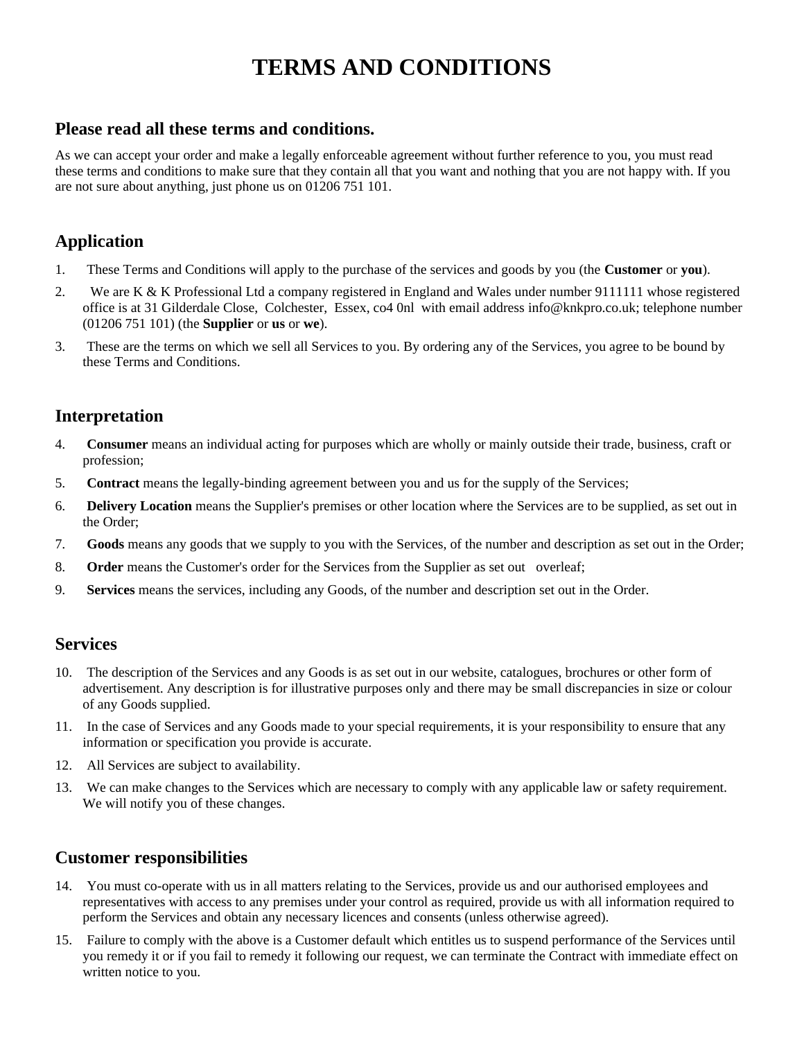# TERMS AND CONDITIONS

## Please read all these terms and conditions.

As we can accept your order and make a legally enforceable agreement without further reference to you, you must read these terms and conditions to make sure that they contain all that you want and nothing that you are not happy with. If you are not sure about anything, just phone us on 01206 751 101.

## Application

1. These Terms and Conditions will apply to the purchase of the services and goods by you (the **Customer** or **you**).
2. We are K & K Professional Ltd a company registered in England and Wales under number 9111111 whose registered office is at 31 Gilderdale Close, Colchester, Essex, co4 0nl with email address info@knkpro.co.uk; telephone number (01206 751 101) (the **Supplier** or **us** or **we**).
3. These are the terms on which we sell all Services to you. By ordering any of the Services, you agree to be bound by these Terms and Conditions.

## Interpretation

4. **Consumer** means an individual acting for purposes which are wholly or mainly outside their trade, business, craft or profession;
5. **Contract** means the legally-binding agreement between you and us for the supply of the Services;
6. **Delivery Location** means the Supplier's premises or other location where the Services are to be supplied, as set out in the Order;
7. **Goods** means any goods that we supply to you with the Services, of the number and description as set out in the Order;
8. **Order** means the Customer's order for the Services from the Supplier as set out overleaf;
9. **Services** means the services, including any Goods, of the number and description set out in the Order.

## Services

10. The description of the Services and any Goods is as set out in our website, catalogues, brochures or other form of advertisement. Any description is for illustrative purposes only and there may be small discrepancies in size or colour of any Goods supplied.
11. In the case of Services and any Goods made to your special requirements, it is your responsibility to ensure that any information or specification you provide is accurate.
12. All Services are subject to availability.
13. We can make changes to the Services which are necessary to comply with any applicable law or safety requirement. We will notify you of these changes.

## Customer responsibilities

14. You must co-operate with us in all matters relating to the Services, provide us and our authorised employees and representatives with access to any premises under your control as required, provide us with all information required to perform the Services and obtain any necessary licences and consents (unless otherwise agreed).
15. Failure to comply with the above is a Customer default which entitles us to suspend performance of the Services until you remedy it or if you fail to remedy it following our request, we can terminate the Contract with immediate effect on written notice to you.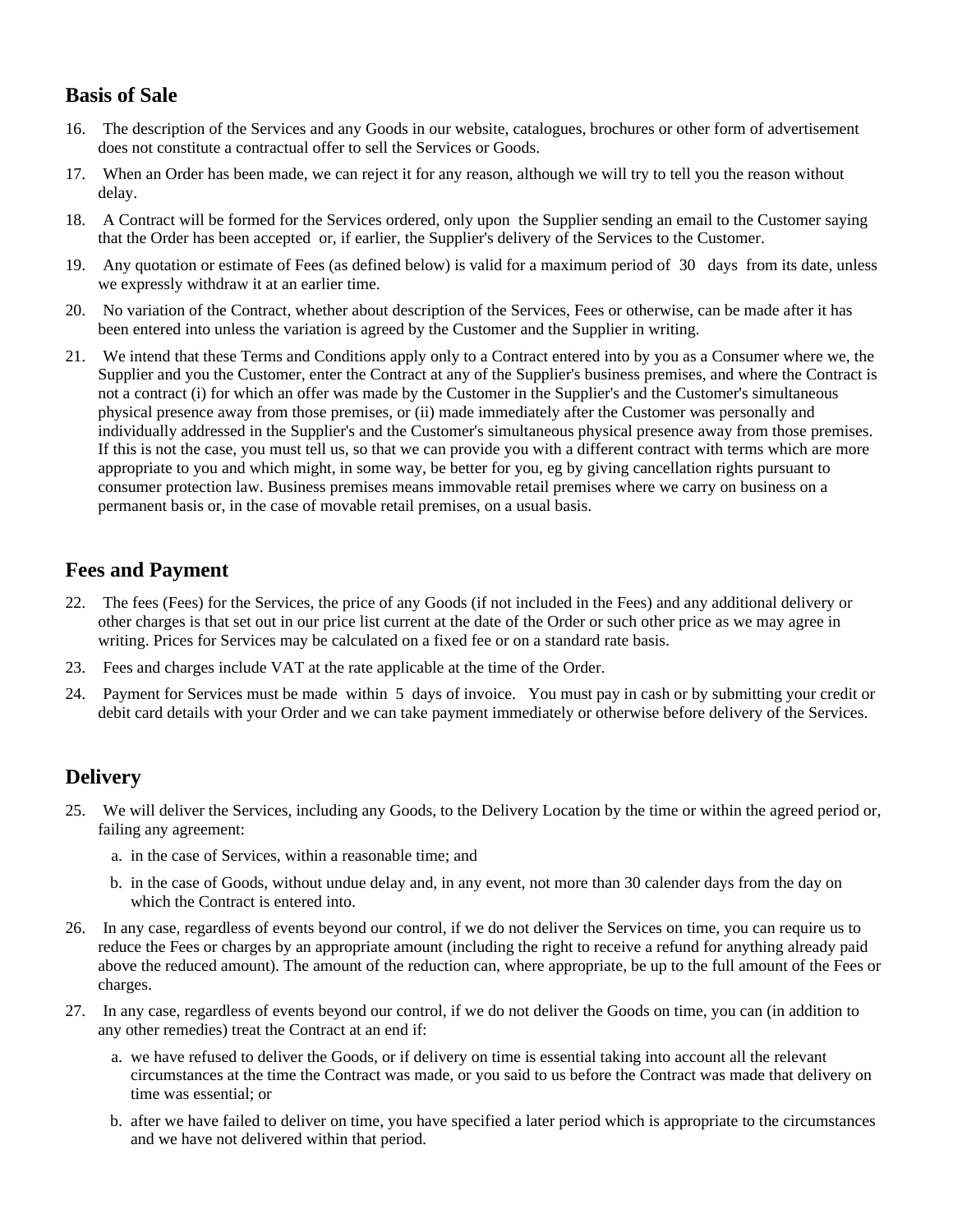## Basis of Sale

16. The description of the Services and any Goods in our website, catalogues, brochures or other form of advertisement does not constitute a contractual offer to sell the Services or Goods.
17. When an Order has been made, we can reject it for any reason, although we will try to tell you the reason without delay.
18. A Contract will be formed for the Services ordered, only upon the Supplier sending an email to the Customer saying that the Order has been accepted or, if earlier, the Supplier's delivery of the Services to the Customer.
19. Any quotation or estimate of Fees (as defined below) is valid for a maximum period of 30 days from its date, unless we expressly withdraw it at an earlier time.
20. No variation of the Contract, whether about description of the Services, Fees or otherwise, can be made after it has been entered into unless the variation is agreed by the Customer and the Supplier in writing.
21. We intend that these Terms and Conditions apply only to a Contract entered into by you as a Consumer where we, the Supplier and you the Customer, enter the Contract at any of the Supplier's business premises, and where the Contract is not a contract (i) for which an offer was made by the Customer in the Supplier's and the Customer's simultaneous physical presence away from those premises, or (ii) made immediately after the Customer was personally and individually addressed in the Supplier's and the Customer's simultaneous physical presence away from those premises. If this is not the case, you must tell us, so that we can provide you with a different contract with terms which are more appropriate to you and which might, in some way, be better for you, eg by giving cancellation rights pursuant to consumer protection law. Business premises means immovable retail premises where we carry on business on a permanent basis or, in the case of movable retail premises, on a usual basis.

## Fees and Payment

22. The fees (Fees) for the Services, the price of any Goods (if not included in the Fees) and any additional delivery or other charges is that set out in our price list current at the date of the Order or such other price as we may agree in writing. Prices for Services may be calculated on a fixed fee or on a standard rate basis.
23. Fees and charges include VAT at the rate applicable at the time of the Order.
24. Payment for Services must be made within 5 days of invoice. You must pay in cash or by submitting your credit or debit card details with your Order and we can take payment immediately or otherwise before delivery of the Services.

## Delivery

25. We will deliver the Services, including any Goods, to the Delivery Location by the time or within the agreed period or, failing any agreement:
    a. in the case of Services, within a reasonable time; and
    b. in the case of Goods, without undue delay and, in any event, not more than 30 calender days from the day on which the Contract is entered into.
26. In any case, regardless of events beyond our control, if we do not deliver the Services on time, you can require us to reduce the Fees or charges by an appropriate amount (including the right to receive a refund for anything already paid above the reduced amount). The amount of the reduction can, where appropriate, be up to the full amount of the Fees or charges.
27. In any case, regardless of events beyond our control, if we do not deliver the Goods on time, you can (in addition to any other remedies) treat the Contract at an end if:
    a. we have refused to deliver the Goods, or if delivery on time is essential taking into account all the relevant circumstances at the time the Contract was made, or you said to us before the Contract was made that delivery on time was essential; or
    b. after we have failed to deliver on time, you have specified a later period which is appropriate to the circumstances and we have not delivered within that period.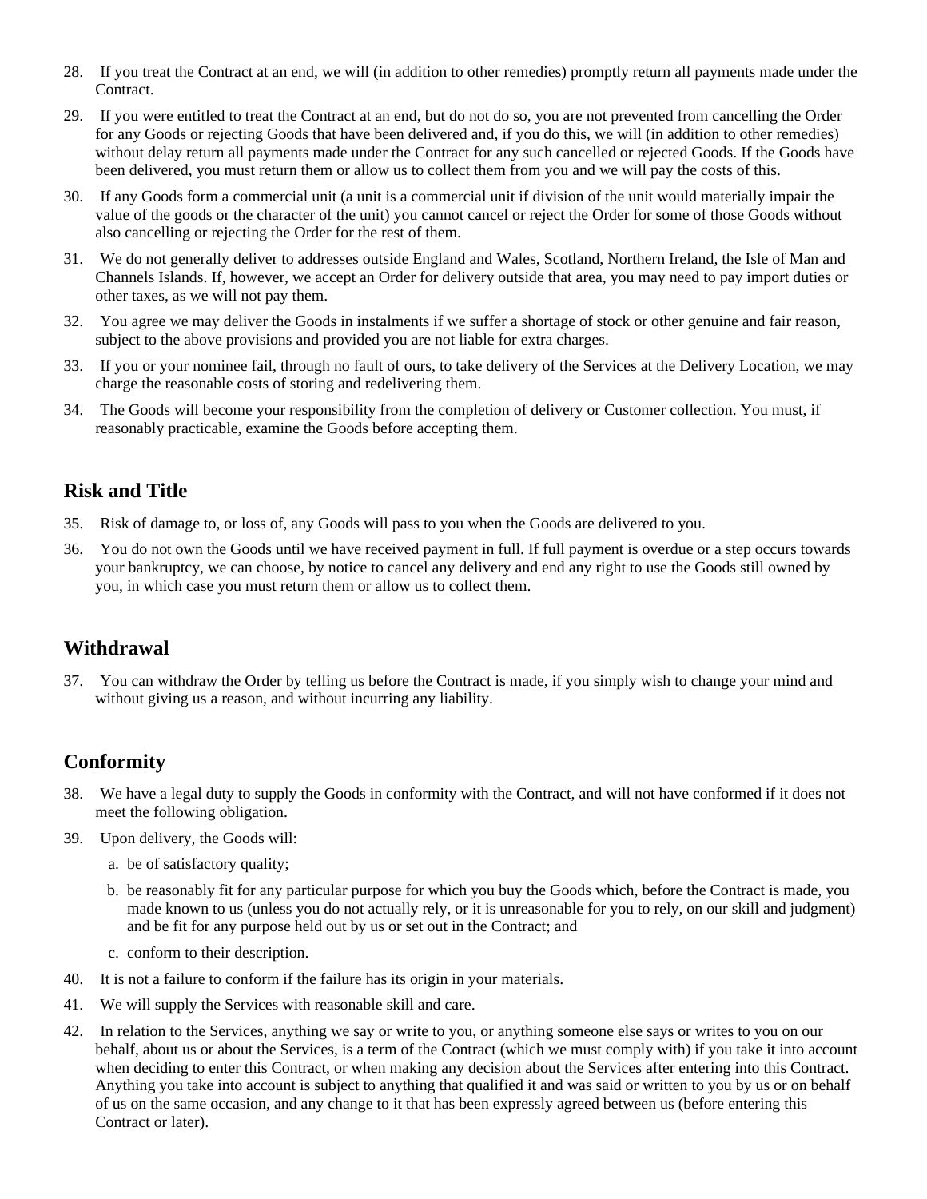28. If you treat the Contract at an end, we will (in addition to other remedies) promptly return all payments made under the Contract.

29. If you were entitled to treat the Contract at an end, but do not do so, you are not prevented from cancelling the Order for any Goods or rejecting Goods that have been delivered and, if you do this, we will (in addition to other remedies) without delay return all payments made under the Contract for any such cancelled or rejected Goods. If the Goods have been delivered, you must return them or allow us to collect them from you and we will pay the costs of this.

30. If any Goods form a commercial unit (a unit is a commercial unit if division of the unit would materially impair the value of the goods or the character of the unit) you cannot cancel or reject the Order for some of those Goods without also cancelling or rejecting the Order for the rest of them.

31. We do not generally deliver to addresses outside England and Wales, Scotland, Northern Ireland, the Isle of Man and Channels Islands. If, however, we accept an Order for delivery outside that area, you may need to pay import duties or other taxes, as we will not pay them.

32. You agree we may deliver the Goods in instalments if we suffer a shortage of stock or other genuine and fair reason, subject to the above provisions and provided you are not liable for extra charges.

33. If you or your nominee fail, through no fault of ours, to take delivery of the Services at the Delivery Location, we may charge the reasonable costs of storing and redelivering them.

34. The Goods will become your responsibility from the completion of delivery or Customer collection. You must, if reasonably practicable, examine the Goods before accepting them.

## Risk and Title

35. Risk of damage to, or loss of, any Goods will pass to you when the Goods are delivered to you.

36. You do not own the Goods until we have received payment in full. If full payment is overdue or a step occurs towards your bankruptcy, we can choose, by notice to cancel any delivery and end any right to use the Goods still owned by you, in which case you must return them or allow us to collect them.

## Withdrawal

37. You can withdraw the Order by telling us before the Contract is made, if you simply wish to change your mind and without giving us a reason, and without incurring any liability.

## Conformity

38. We have a legal duty to supply the Goods in conformity with the Contract, and will not have conformed if it does not meet the following obligation.

39. Upon delivery, the Goods will:
    a. be of satisfactory quality;
    b. be reasonably fit for any particular purpose for which you buy the Goods which, before the Contract is made, you made known to us (unless you do not actually rely, or it is unreasonable for you to rely, on our skill and judgment) and be fit for any purpose held out by us or set out in the Contract; and
    c. conform to their description.

40. It is not a failure to conform if the failure has its origin in your materials.

41. We will supply the Services with reasonable skill and care.

42. In relation to the Services, anything we say or write to you, or anything someone else says or writes to you on our behalf, about us or about the Services, is a term of the Contract (which we must comply with) if you take it into account when deciding to enter this Contract, or when making any decision about the Services after entering into this Contract. Anything you take into account is subject to anything that qualified it and was said or written to you by us or on behalf of us on the same occasion, and any change to it that has been expressly agreed between us (before entering this Contract or later).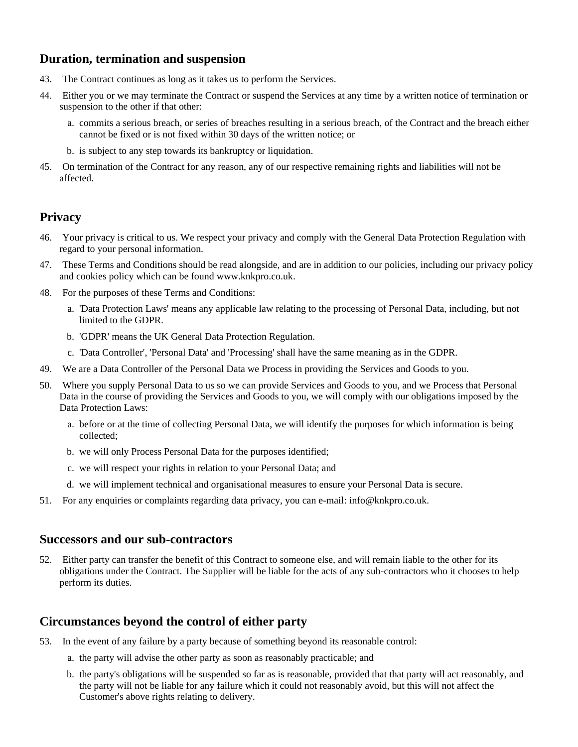## Duration, termination and suspension

43. The Contract continues as long as it takes us to perform the Services.
44. Either you or we may terminate the Contract or suspend the Services at any time by a written notice of termination or suspension to the other if that other:
    a. commits a serious breach, or series of breaches resulting in a serious breach, of the Contract and the breach either cannot be fixed or is not fixed within 30 days of the written notice; or
    b. is subject to any step towards its bankruptcy or liquidation.
45. On termination of the Contract for any reason, any of our respective remaining rights and liabilities will not be affected.

## Privacy

46. Your privacy is critical to us. We respect your privacy and comply with the General Data Protection Regulation with regard to your personal information.
47. These Terms and Conditions should be read alongside, and are in addition to our policies, including our privacy policy and cookies policy which can be found www.knkpro.co.uk.
48. For the purposes of these Terms and Conditions:
    a. 'Data Protection Laws' means any applicable law relating to the processing of Personal Data, including, but not limited to the GDPR.
    b. 'GDPR' means the UK General Data Protection Regulation.
    c. 'Data Controller', 'Personal Data' and 'Processing' shall have the same meaning as in the GDPR.
49. We are a Data Controller of the Personal Data we Process in providing the Services and Goods to you.
50. Where you supply Personal Data to us so we can provide Services and Goods to you, and we Process that Personal Data in the course of providing the Services and Goods to you, we will comply with our obligations imposed by the Data Protection Laws:
    a. before or at the time of collecting Personal Data, we will identify the purposes for which information is being collected;
    b. we will only Process Personal Data for the purposes identified;
    c. we will respect your rights in relation to your Personal Data; and
    d. we will implement technical and organisational measures to ensure your Personal Data is secure.
51. For any enquiries or complaints regarding data privacy, you can e-mail: info@knkpro.co.uk.

## Successors and our sub-contractors

52. Either party can transfer the benefit of this Contract to someone else, and will remain liable to the other for its obligations under the Contract. The Supplier will be liable for the acts of any sub-contractors who it chooses to help perform its duties.

## Circumstances beyond the control of either party

53. In the event of any failure by a party because of something beyond its reasonable control:
    a. the party will advise the other party as soon as reasonably practicable; and
    b. the party's obligations will be suspended so far as is reasonable, provided that that party will act reasonably, and the party will not be liable for any failure which it could not reasonably avoid, but this will not affect the Customer's above rights relating to delivery.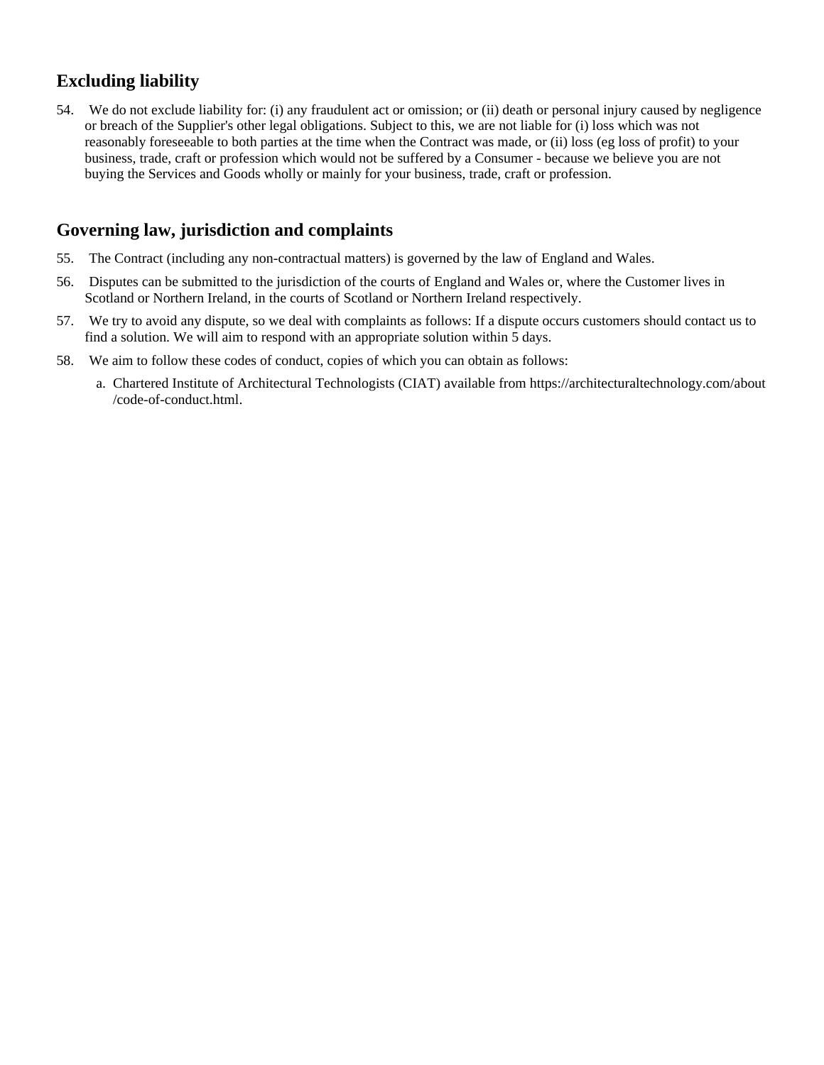## Excluding liability

54. We do not exclude liability for: (i) any fraudulent act or omission; or (ii) death or personal injury caused by negligence or breach of the Supplier's other legal obligations. Subject to this, we are not liable for (i) loss which was not reasonably foreseeable to both parties at the time when the Contract was made, or (ii) loss (eg loss of profit) to your business, trade, craft or profession which would not be suffered by a Consumer - because we believe you are not buying the Services and Goods wholly or mainly for your business, trade, craft or profession.

## Governing law, jurisdiction and complaints

55. The Contract (including any non-contractual matters) is governed by the law of England and Wales.
56. Disputes can be submitted to the jurisdiction of the courts of England and Wales or, where the Customer lives in Scotland or Northern Ireland, in the courts of Scotland or Northern Ireland respectively.
57. We try to avoid any dispute, so we deal with complaints as follows: If a dispute occurs customers should contact us to find a solution. We will aim to respond with an appropriate solution within 5 days.
58. We aim to follow these codes of conduct, copies of which you can obtain as follows:
    a. Chartered Institute of Architectural Technologists (CIAT) available from https://architecturaltechnology.com/about/code-of-conduct.html.